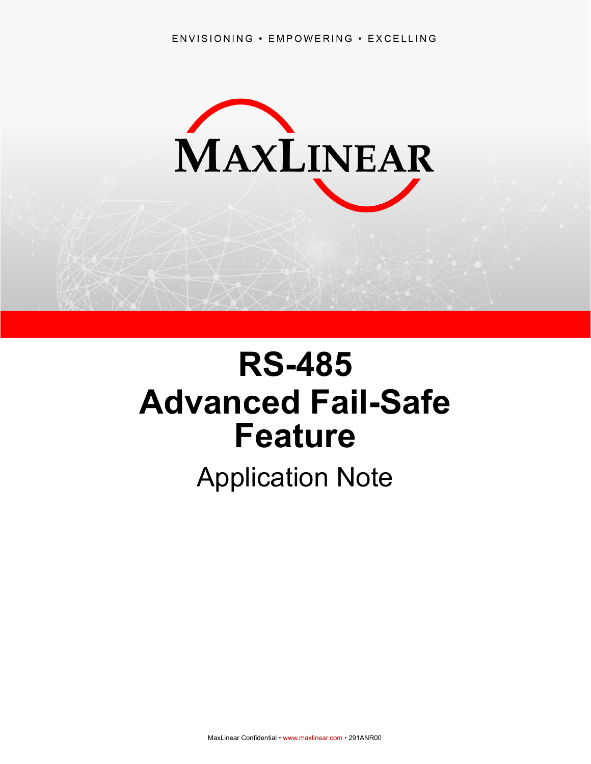ENVISIONING • EMPOWERING • EXCELLING

MAXLINEAR

# RS-485 Advanced Fail-Safe Feature

Application Note

MaxLinear Confidential • www.maxlinear.com • 291ANR00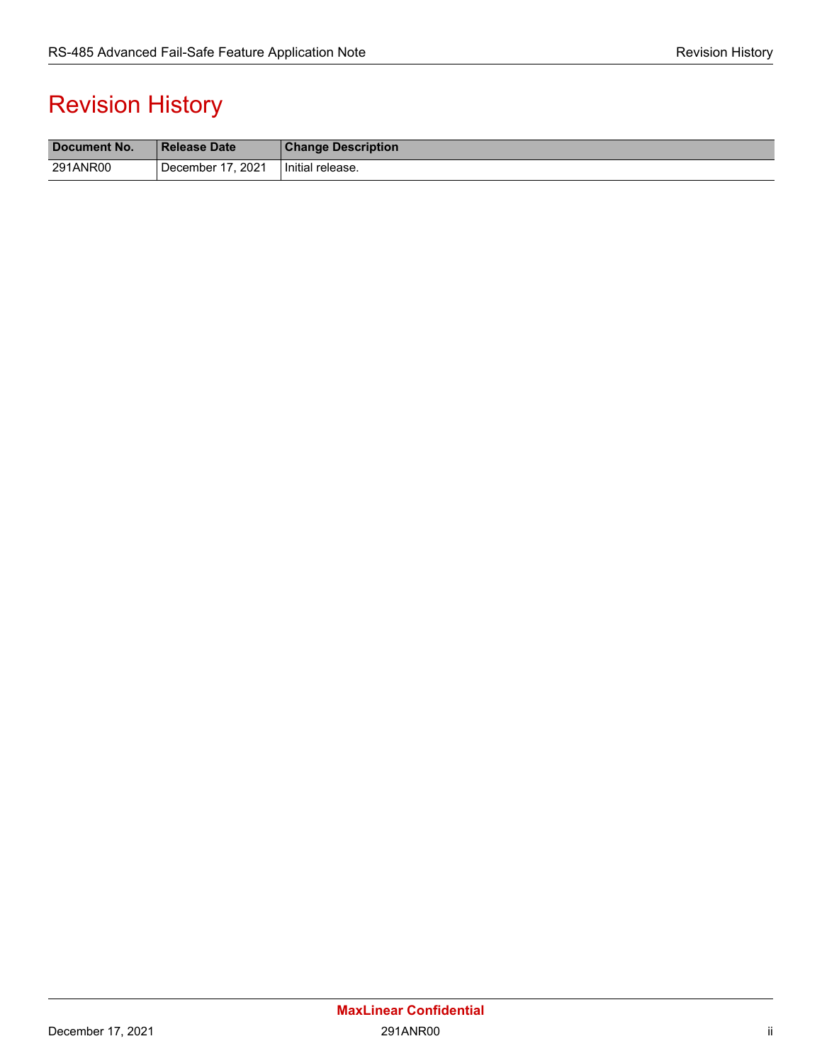# Revision History

| Document No. | Release Date | Change Description |
|---|---|---|
| 291ANR00 | December 17, 2021 | Initial release. |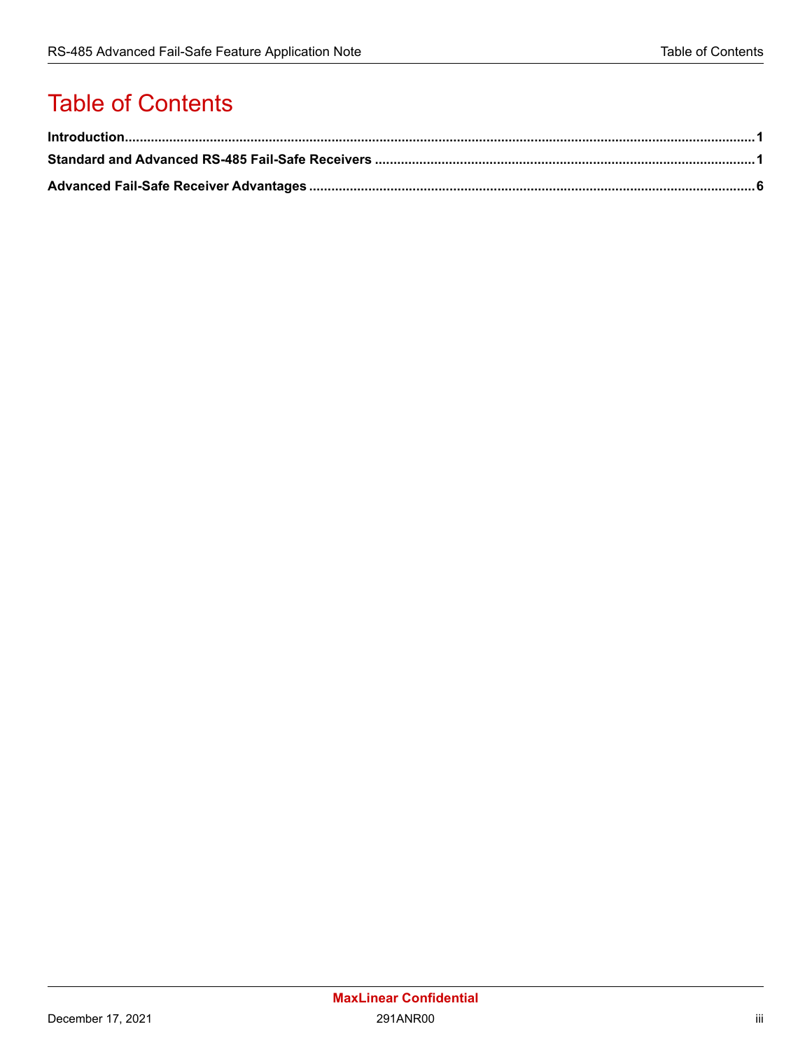# Table of Contents

**Introduction** ........................................................................................................................................ **1**

**Standard and Advanced RS-485 Fail-Safe Receivers** ......................................................................... **1**

**Advanced Fail-Safe Receiver Advantages** .......................................................................................... **6**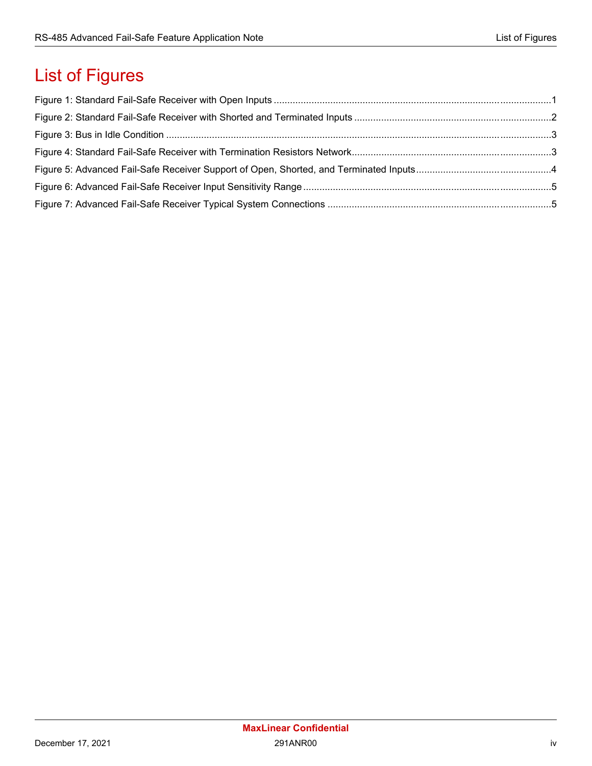# List of Figures

Figure 1: Standard Fail-Safe Receiver with Open Inputs ....................................................................................................1

Figure 2: Standard Fail-Safe Receiver with Shorted and Terminated Inputs ........................................................................2

Figure 3: Bus in Idle Condition ............................................................................................................................................3

Figure 4: Standard Fail-Safe Receiver with Termination Resistors Network........................................................................3

Figure 5: Advanced Fail-Safe Receiver Support of Open, Shorted, and Terminated Inputs .................................................4

Figure 6: Advanced Fail-Safe Receiver Input Sensitivity Range ..........................................................................................5

Figure 7: Advanced Fail-Safe Receiver Typical System Connections .................................................................................5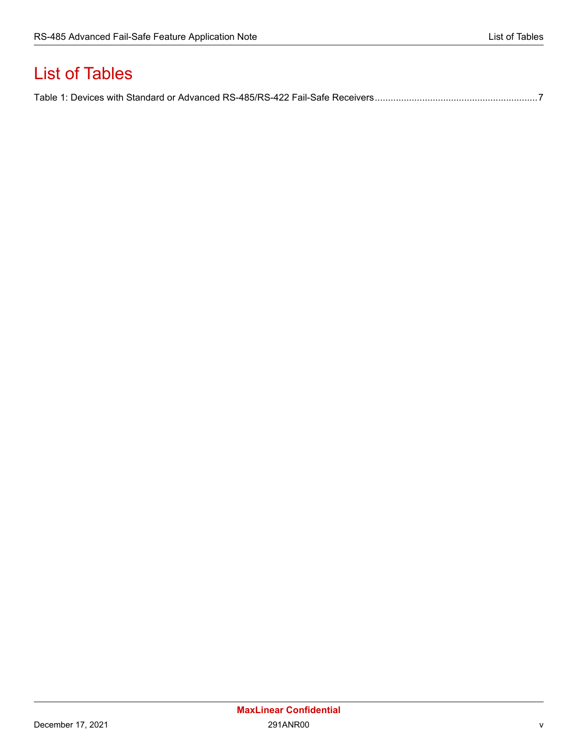# List of Tables

Table 1: Devices with Standard or Advanced RS-485/RS-422 Fail-Safe Receivers ............................................................7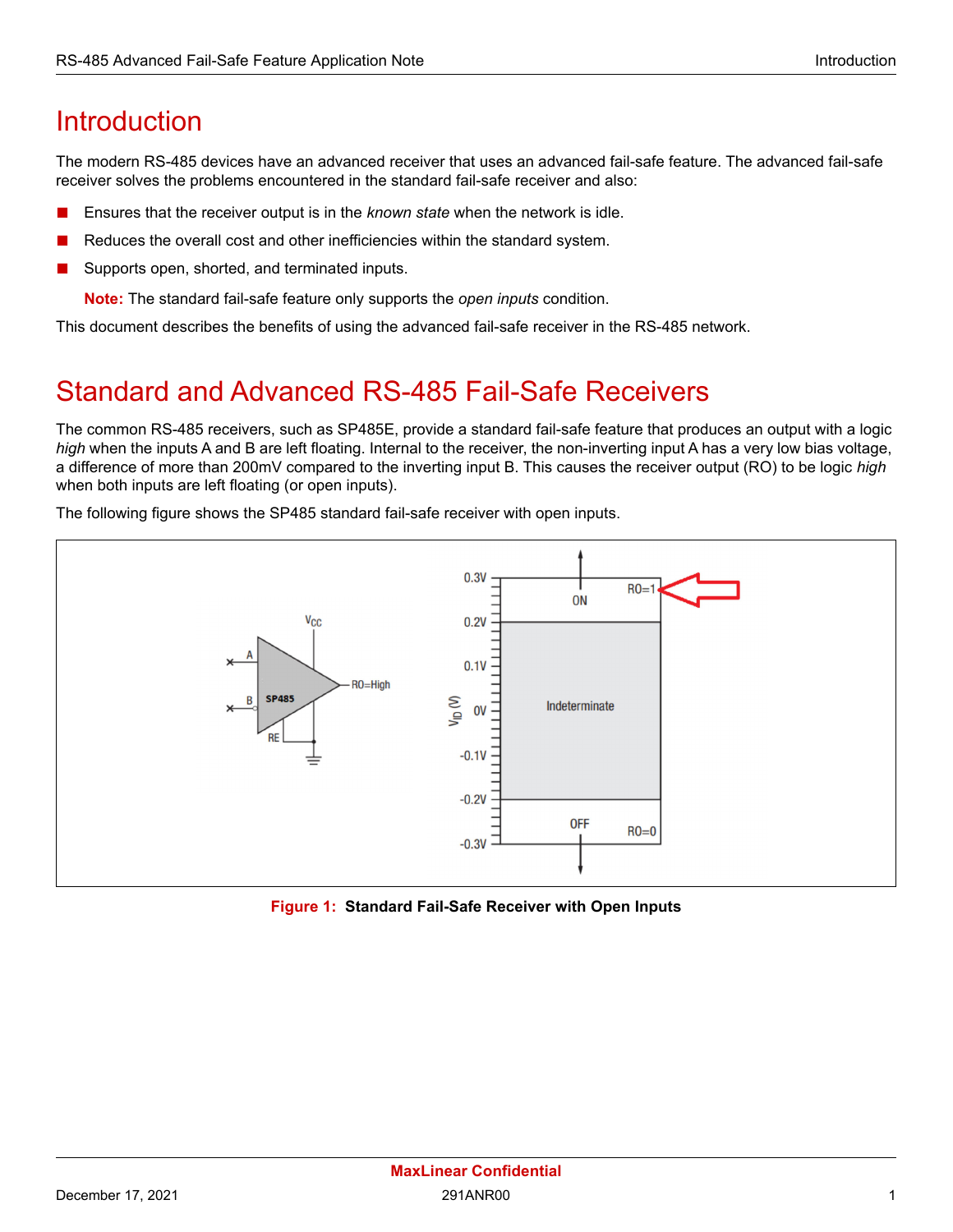# Introduction

The modern RS-485 devices have an advanced receiver that uses an advanced fail-safe feature. The advanced fail-safe receiver solves the problems encountered in the standard fail-safe receiver and also:

- Ensures that the receiver output is in the *known state* when the network is idle.
- Reduces the overall cost and other inefficiencies within the standard system.
- Supports open, shorted, and terminated inputs.

  **Note:** The standard fail-safe feature only supports the *open inputs* condition.

This document describes the benefits of using the advanced fail-safe receiver in the RS-485 network.

# Standard and Advanced RS-485 Fail-Safe Receivers

The common RS-485 receivers, such as SP485E, provide a standard fail-safe feature that produces an output with a logic *high* when the inputs A and B are left floating. Internal to the receiver, the non-inverting input A has a very low bias voltage, a difference of more than 200mV compared to the inverting input B. This causes the receiver output (RO) to be logic *high* when both inputs are left floating (or open inputs).

The following figure shows the SP485 standard fail-safe receiver with open inputs.

**Figure 1: Standard Fail-Safe Receiver with Open Inputs**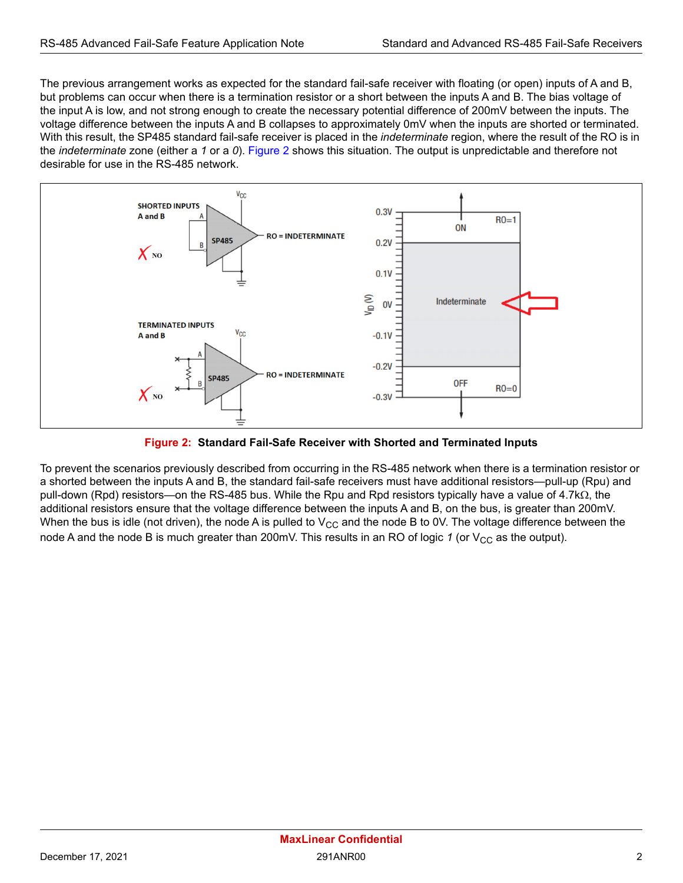The previous arrangement works as expected for the standard fail-safe receiver with floating (or open) inputs of A and B, but problems can occur when there is a termination resistor or a short between the inputs A and B. The bias voltage of the input A is low, and not strong enough to create the necessary potential difference of 200mV between the inputs. The voltage difference between the inputs A and B collapses to approximately 0mV when the inputs are shorted or terminated. With this result, the SP485 standard fail-safe receiver is placed in the *indeterminate* region, where the result of the RO is in the *indeterminate* zone (either a *1* or a *0*). Figure 2 shows this situation. The output is unpredictable and therefore not desirable for use in the RS-485 network.

**Figure 2: Standard Fail-Safe Receiver with Shorted and Terminated Inputs**

To prevent the scenarios previously described from occurring in the RS-485 network when there is a termination resistor or a shorted between the inputs A and B, the standard fail-safe receivers must have additional resistors—pull-up (Rpu) and pull-down (Rpd) resistors—on the RS-485 bus. While the Rpu and Rpd resistors typically have a value of 4.7kΩ, the additional resistors ensure that the voltage difference between the inputs A and B, on the bus, is greater than 200mV. When the bus is idle (not driven), the node A is pulled to $V_{CC}$ and the node B to 0V. The voltage difference between the node A and the node B is much greater than 200mV. This results in an RO of logic *1* (or $V_{CC}$ as the output).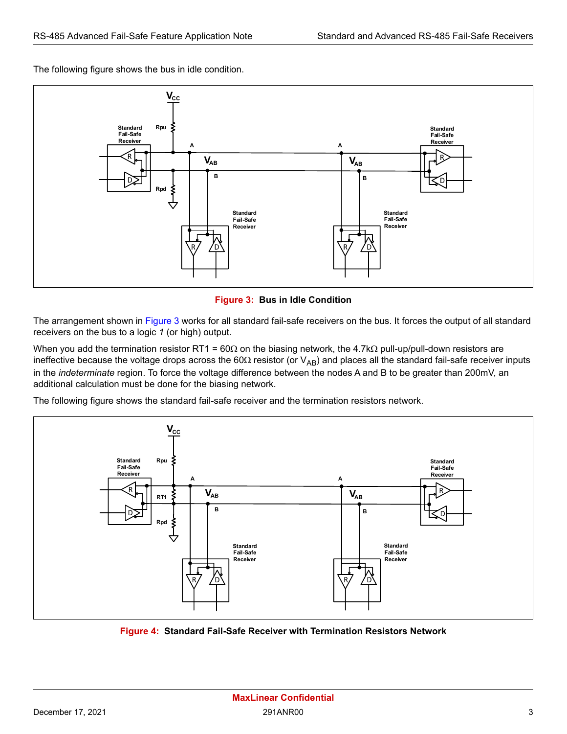The following figure shows the bus in idle condition.

**Figure 3: Bus in Idle Condition**

The arrangement shown in Figure 3 works for all standard fail-safe receivers on the bus. It forces the output of all standard receivers on the bus to a logic *1* (or high) output.

When you add the termination resistor RT1 = 60Ω on the biasing network, the 4.7kΩ pull-up/pull-down resistors are ineffective because the voltage drops across the 60Ω resistor (or $V_{AB}$) and places all the standard fail-safe receiver inputs in the *indeterminate* region. To force the voltage difference between the nodes A and B to be greater than 200mV, an additional calculation must be done for the biasing network.

The following figure shows the standard fail-safe receiver and the termination resistors network.

**Figure 4: Standard Fail-Safe Receiver with Termination Resistors Network**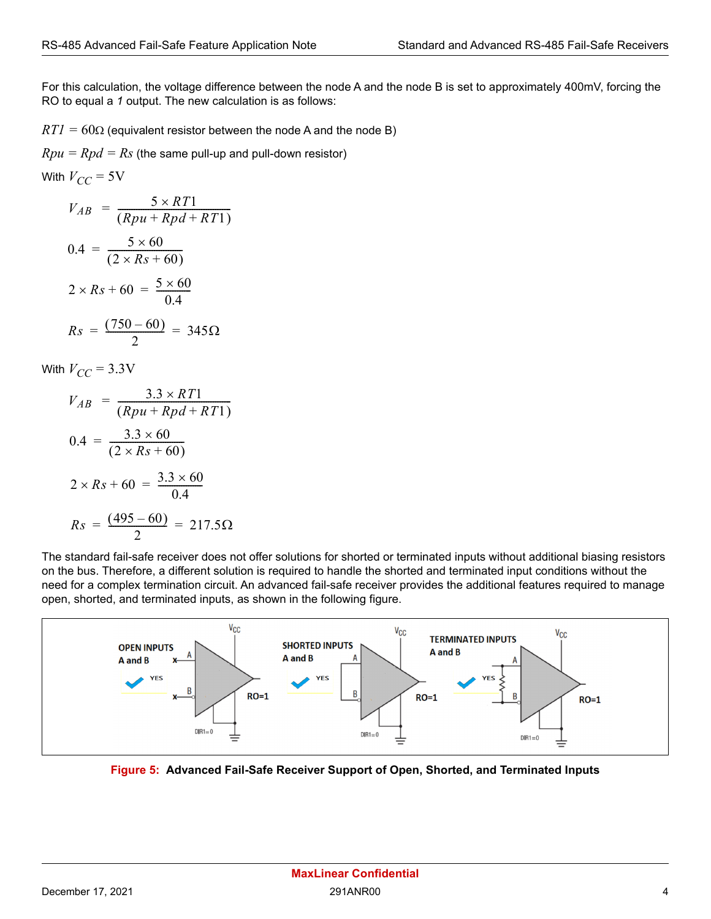For this calculation, the voltage difference between the node A and the node B is set to approximately 400mV, forcing the RO to equal a *1* output. The new calculation is as follows:

$RT1 = 60\Omega$ (equivalent resistor between the node A and the node B)

$Rpu = Rpd = Rs$ (the same pull-up and pull-down resistor)

With $V_{CC} = 5\text{V}$

$$V_{AB} = \frac{5 \times RT1}{(Rpu + Rpd + RT1)}$$

$$0.4 = \frac{5 \times 60}{(2 \times Rs + 60)}$$

$$2 \times Rs + 60 = \frac{5 \times 60}{0.4}$$

$$Rs = \frac{(750 - 60)}{2} = 345\Omega$$

With $V_{CC} = 3.3\text{V}$

$$V_{AB} = \frac{3.3 \times RT1}{(Rpu + Rpd + RT1)}$$

$$0.4 = \frac{3.3 \times 60}{(2 \times Rs + 60)}$$

$$2 \times Rs + 60 = \frac{3.3 \times 60}{0.4}$$

$$Rs = \frac{(495 - 60)}{2} = 217.5\Omega$$

The standard fail-safe receiver does not offer solutions for shorted or terminated inputs without additional biasing resistors on the bus. Therefore, a different solution is required to handle the shorted and terminated input conditions without the need for a complex termination circuit. An advanced fail-safe receiver provides the additional features required to manage open, shorted, and terminated inputs, as shown in the following figure.

**Figure 5: Advanced Fail-Safe Receiver Support of Open, Shorted, and Terminated Inputs**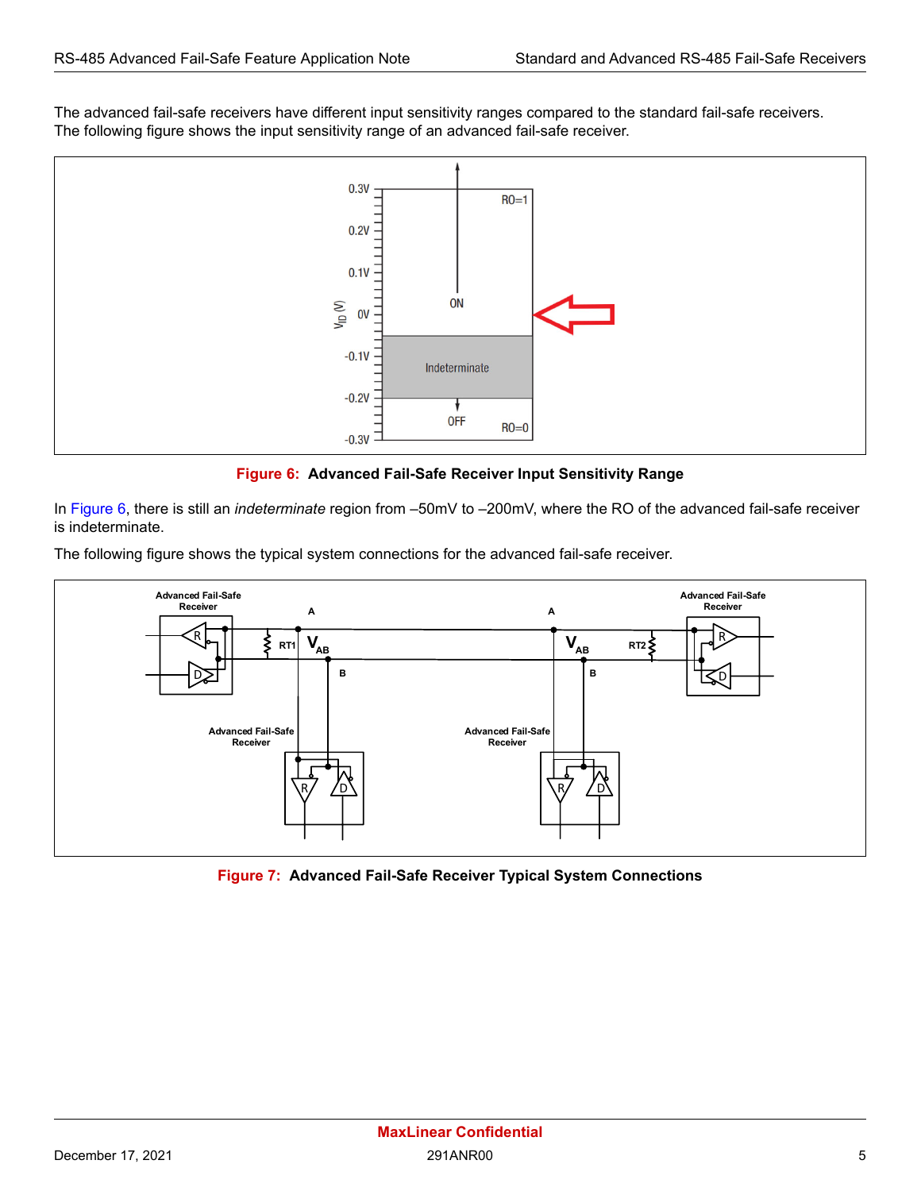The advanced fail-safe receivers have different input sensitivity ranges compared to the standard fail-safe receivers. The following figure shows the input sensitivity range of an advanced fail-safe receiver.

**Figure 6: Advanced Fail-Safe Receiver Input Sensitivity Range**

In Figure 6, there is still an *indeterminate* region from –50mV to –200mV, where the RO of the advanced fail-safe receiver is indeterminate.

The following figure shows the typical system connections for the advanced fail-safe receiver.

**Figure 7: Advanced Fail-Safe Receiver Typical System Connections**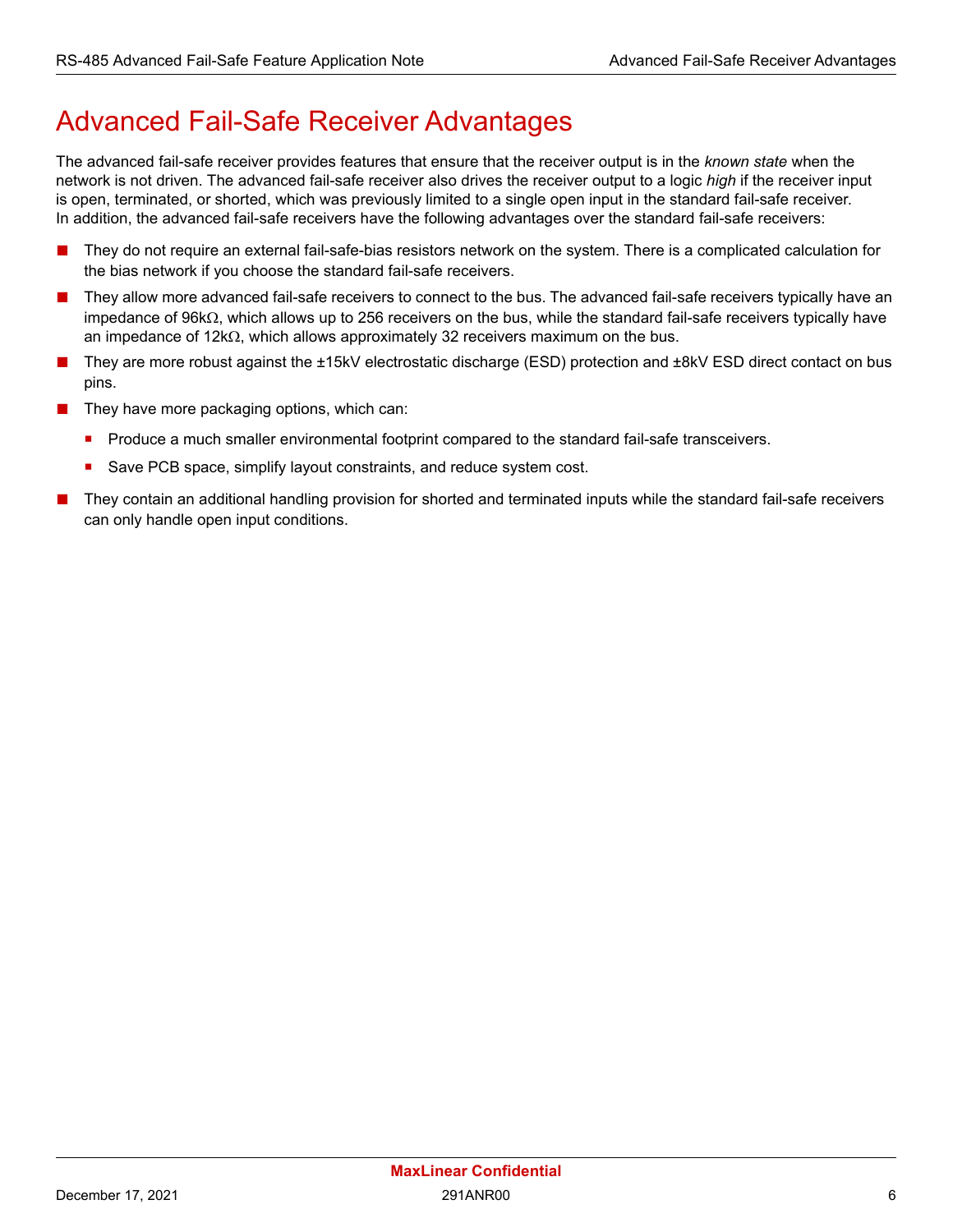# Advanced Fail-Safe Receiver Advantages

The advanced fail-safe receiver provides features that ensure that the receiver output is in the *known state* when the network is not driven. The advanced fail-safe receiver also drives the receiver output to a logic *high* if the receiver input is open, terminated, or shorted, which was previously limited to a single open input in the standard fail-safe receiver. In addition, the advanced fail-safe receivers have the following advantages over the standard fail-safe receivers:

- They do not require an external fail-safe-bias resistors network on the system. There is a complicated calculation for the bias network if you choose the standard fail-safe receivers.
- They allow more advanced fail-safe receivers to connect to the bus. The advanced fail-safe receivers typically have an impedance of 96kΩ, which allows up to 256 receivers on the bus, while the standard fail-safe receivers typically have an impedance of 12kΩ, which allows approximately 32 receivers maximum on the bus.
- They are more robust against the ±15kV electrostatic discharge (ESD) protection and ±8kV ESD direct contact on bus pins.
- They have more packaging options, which can:
  - Produce a much smaller environmental footprint compared to the standard fail-safe transceivers.
  - Save PCB space, simplify layout constraints, and reduce system cost.
- They contain an additional handling provision for shorted and terminated inputs while the standard fail-safe receivers can only handle open input conditions.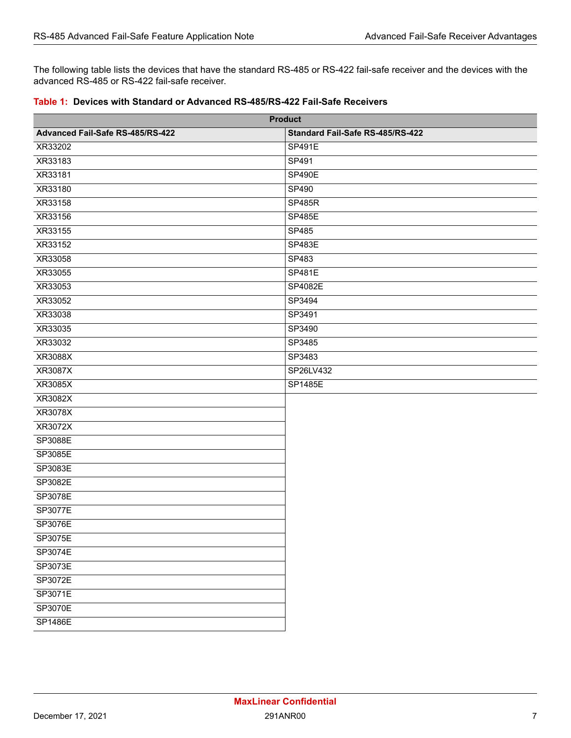The following table lists the devices that have the standard RS-485 or RS-422 fail-safe receiver and the devices with the advanced RS-485 or RS-422 fail-safe receiver.

**Table 1: Devices with Standard or Advanced RS-485/RS-422 Fail-Safe Receivers**

| Product | |
|---|---|
| **Advanced Fail-Safe RS-485/RS-422** | **Standard Fail-Safe RS-485/RS-422** |
| XR33202 | SP491E |
| XR33183 | SP491 |
| XR33181 | SP490E |
| XR33180 | SP490 |
| XR33158 | SP485R |
| XR33156 | SP485E |
| XR33155 | SP485 |
| XR33152 | SP483E |
| XR33058 | SP483 |
| XR33055 | SP481E |
| XR33053 | SP4082E |
| XR33052 | SP3494 |
| XR33038 | SP3491 |
| XR33035 | SP3490 |
| XR33032 | SP3485 |
| XR3088X | SP3483 |
| XR3087X | SP26LV432 |
| XR3085X | SP1485E |
| XR3082X | |
| XR3078X | |
| XR3072X | |
| SP3088E | |
| SP3085E | |
| SP3083E | |
| SP3082E | |
| SP3078E | |
| SP3077E | |
| SP3076E | |
| SP3075E | |
| SP3074E | |
| SP3073E | |
| SP3072E | |
| SP3071E | |
| SP3070E | |
| SP1486E | |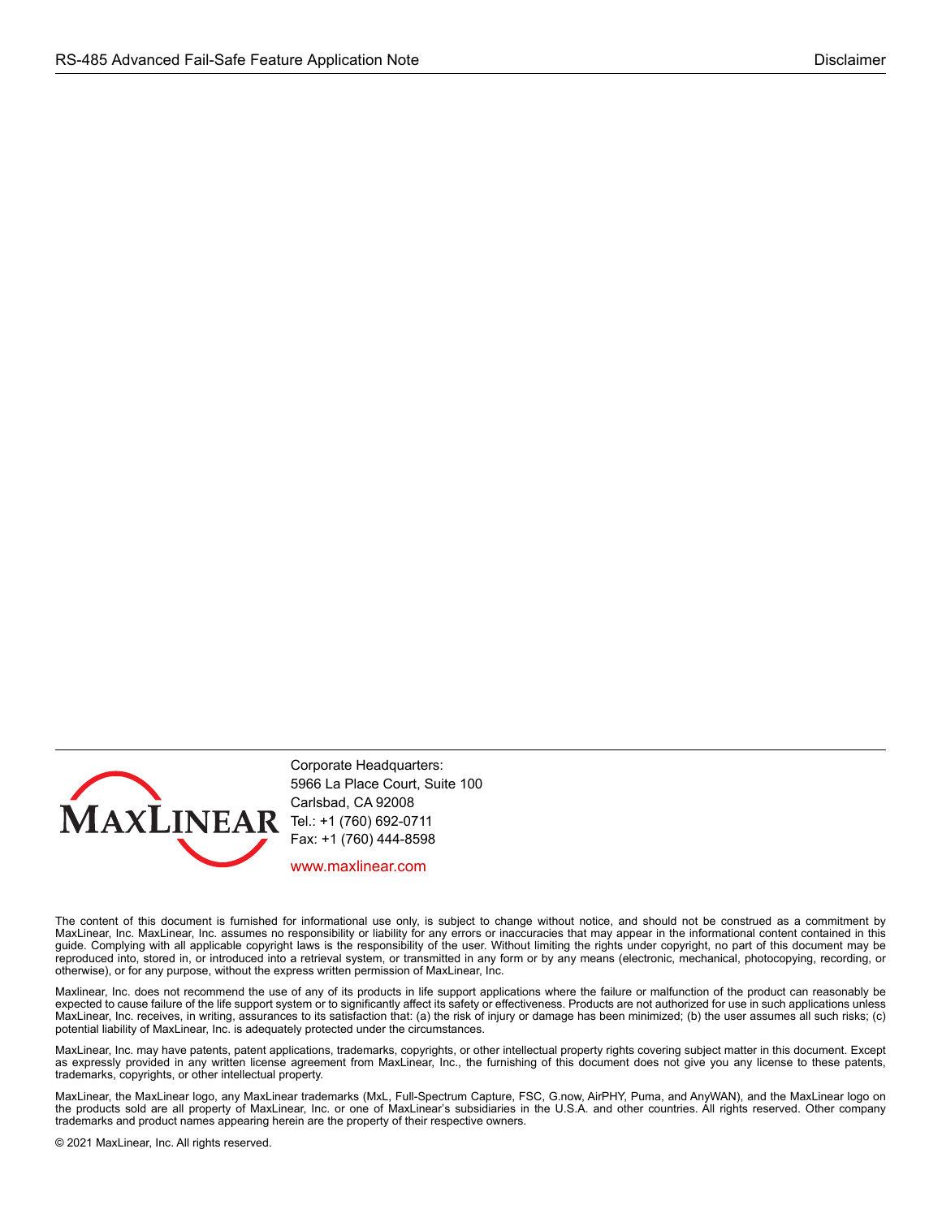Corporate Headquarters:
5966 La Place Court, Suite 100
Carlsbad, CA 92008
Tel.: +1 (760) 692-0711
Fax: +1 (760) 444-8598

www.maxlinear.com

The content of this document is furnished for informational use only, is subject to change without notice, and should not be construed as a commitment by MaxLinear, Inc. MaxLinear, Inc. assumes no responsibility or liability for any errors or inaccuracies that may appear in the informational content contained in this guide. Complying with all applicable copyright laws is the responsibility of the user. Without limiting the rights under copyright, no part of this document may be reproduced into, stored in, or introduced into a retrieval system, or transmitted in any form or by any means (electronic, mechanical, photocopying, recording, or otherwise), or for any purpose, without the express written permission of MaxLinear, Inc.

Maxlinear, Inc. does not recommend the use of any of its products in life support applications where the failure or malfunction of the product can reasonably be expected to cause failure of the life support system or to significantly affect its safety or effectiveness. Products are not authorized for use in such applications unless MaxLinear, Inc. receives, in writing, assurances to its satisfaction that: (a) the risk of injury or damage has been minimized; (b) the user assumes all such risks; (c) potential liability of MaxLinear, Inc. is adequately protected under the circumstances.

MaxLinear, Inc. may have patents, patent applications, trademarks, copyrights, or other intellectual property rights covering subject matter in this document. Except as expressly provided in any written license agreement from MaxLinear, Inc., the furnishing of this document does not give you any license to these patents, trademarks, copyrights, or other intellectual property.

MaxLinear, the MaxLinear logo, any MaxLinear trademarks (MxL, Full-Spectrum Capture, FSC, G.now, AirPHY, Puma, and AnyWAN), and the MaxLinear logo on the products sold are all property of MaxLinear, Inc. or one of MaxLinear's subsidiaries in the U.S.A. and other countries. All rights reserved. Other company trademarks and product names appearing herein are the property of their respective owners.

© 2021 MaxLinear, Inc. All rights reserved.